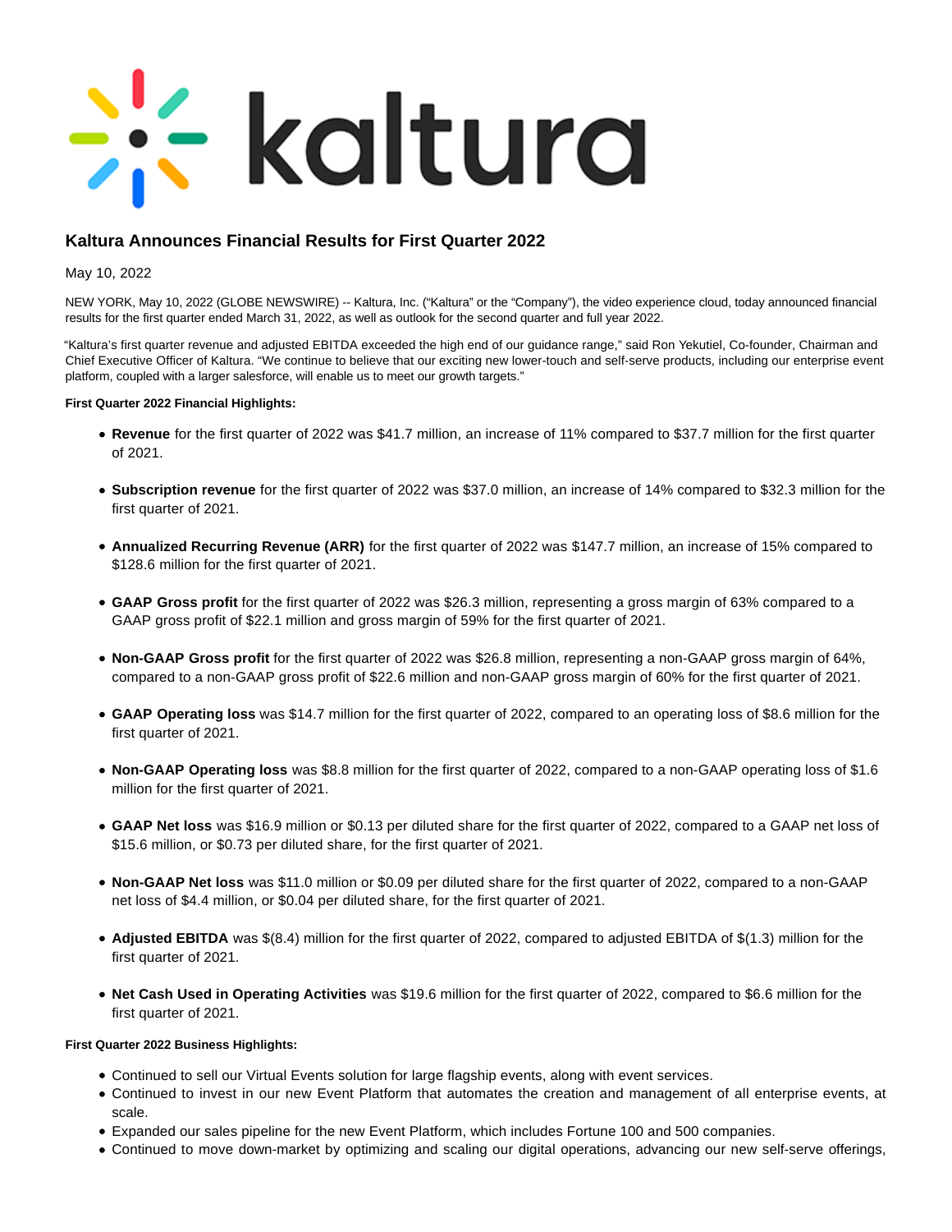# Kaltura Announces Financial Results for First Quarter 2022

May 10, 2022

NEW YORK, May 10, 2022 (GLOBE NEWSWIRE) -- Kaltura, Inc. ("Kaltura" or the "Company"), the video experience cloud, today announced financial results for the first quarter ended March 31, 2022, as well as outlook for the second quarter and full year 2022.

"Kaltura's first quarter revenue and adjusted EBITDA exceeded the high end of our guidance range," said Ron Yekutiel, Co-founder, Chairman and Chief Executive Officer of Kaltura. "We continue to believe that our exciting new lower-touch and self-serve products, including our enterprise event platform, coupled with a larger salesforce, will enable us to meet our growth targets."

**First Quarter 2022 Financial Highlights:**

- **Revenue** for the first quarter of 2022 was $41.7 million, an increase of 11% compared to $37.7 million for the first quarter of 2021.
- **Subscription revenue** for the first quarter of 2022 was $37.0 million, an increase of 14% compared to $32.3 million for the first quarter of 2021.
- **Annualized Recurring Revenue (ARR)** for the first quarter of 2022 was $147.7 million, an increase of 15% compared to $128.6 million for the first quarter of 2021.
- **GAAP Gross profit** for the first quarter of 2022 was $26.3 million, representing a gross margin of 63% compared to a GAAP gross profit of $22.1 million and gross margin of 59% for the first quarter of 2021.
- **Non-GAAP Gross profit** for the first quarter of 2022 was $26.8 million, representing a non-GAAP gross margin of 64%, compared to a non-GAAP gross profit of $22.6 million and non-GAAP gross margin of 60% for the first quarter of 2021.
- **GAAP Operating loss** was $14.7 million for the first quarter of 2022, compared to an operating loss of $8.6 million for the first quarter of 2021.
- **Non-GAAP Operating loss** was $8.8 million for the first quarter of 2022, compared to a non-GAAP operating loss of $1.6 million for the first quarter of 2021.
- **GAAP Net loss** was $16.9 million or $0.13 per diluted share for the first quarter of 2022, compared to a GAAP net loss of $15.6 million, or $0.73 per diluted share, for the first quarter of 2021.
- **Non-GAAP Net loss** was $11.0 million or $0.09 per diluted share for the first quarter of 2022, compared to a non-GAAP net loss of $4.4 million, or $0.04 per diluted share, for the first quarter of 2021.
- **Adjusted EBITDA** was $(8.4) million for the first quarter of 2022, compared to adjusted EBITDA of $(1.3) million for the first quarter of 2021.
- **Net Cash Used in Operating Activities** was $19.6 million for the first quarter of 2022, compared to $6.6 million for the first quarter of 2021.

**First Quarter 2022 Business Highlights:**

- Continued to sell our Virtual Events solution for large flagship events, along with event services.
- Continued to invest in our new Event Platform that automates the creation and management of all enterprise events, at scale.
- Expanded our sales pipeline for the new Event Platform, which includes Fortune 100 and 500 companies.
- Continued to move down-market by optimizing and scaling our digital operations, advancing our new self-serve offerings,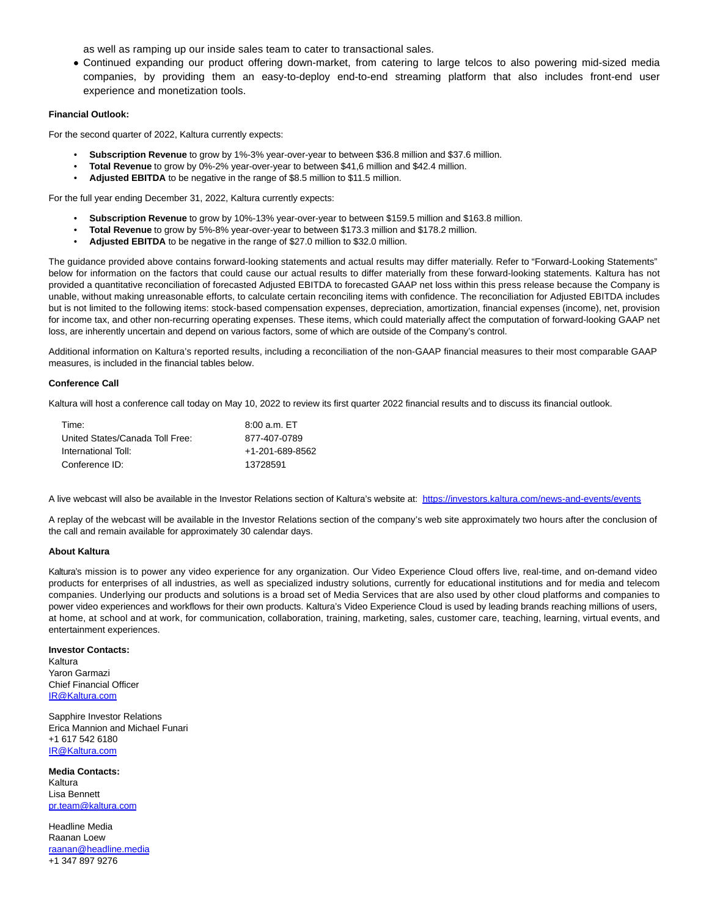as well as ramping up our inside sales team to cater to transactional sales.

- Continued expanding our product offering down-market, from catering to large telcos to also powering mid-sized media companies, by providing them an easy-to-deploy end-to-end streaming platform that also includes front-end user experience and monetization tools.

**Financial Outlook:**

For the second quarter of 2022, Kaltura currently expects:

- **Subscription Revenue** to grow by 1%-3% year-over-year to between $36.8 million and $37.6 million.
- **Total Revenue** to grow by 0%-2% year-over-year to between $41,6 million and $42.4 million.
- **Adjusted EBITDA** to be negative in the range of $8.5 million to $11.5 million.

For the full year ending December 31, 2022, Kaltura currently expects:

- **Subscription Revenue** to grow by 10%-13% year-over-year to between $159.5 million and $163.8 million.
- **Total Revenue** to grow by 5%-8% year-over-year to between $173.3 million and $178.2 million.
- **Adjusted EBITDA** to be negative in the range of $27.0 million to $32.0 million.

The guidance provided above contains forward-looking statements and actual results may differ materially. Refer to "Forward-Looking Statements" below for information on the factors that could cause our actual results to differ materially from these forward-looking statements. Kaltura has not provided a quantitative reconciliation of forecasted Adjusted EBITDA to forecasted GAAP net loss within this press release because the Company is unable, without making unreasonable efforts, to calculate certain reconciling items with confidence. The reconciliation for Adjusted EBITDA includes but is not limited to the following items: stock-based compensation expenses, depreciation, amortization, financial expenses (income), net, provision for income tax, and other non-recurring operating expenses. These items, which could materially affect the computation of forward-looking GAAP net loss, are inherently uncertain and depend on various factors, some of which are outside of the Company's control.

Additional information on Kaltura's reported results, including a reconciliation of the non-GAAP financial measures to their most comparable GAAP measures, is included in the financial tables below.

**Conference Call**

Kaltura will host a conference call today on May 10, 2022 to review its first quarter 2022 financial results and to discuss its financial outlook.

| | |
|---|---|
| Time: | 8:00 a.m. ET |
| United States/Canada Toll Free: | 877-407-0789 |
| International Toll: | +1-201-689-8562 |
| Conference ID: | 13728591 |

A live webcast will also be available in the Investor Relations section of Kaltura's website at: https://investors.kaltura.com/news-and-events/events

A replay of the webcast will be available in the Investor Relations section of the company's web site approximately two hours after the conclusion of the call and remain available for approximately 30 calendar days.

**About Kaltura**

Kaltura's mission is to power any video experience for any organization. Our Video Experience Cloud offers live, real-time, and on-demand video products for enterprises of all industries, as well as specialized industry solutions, currently for educational institutions and for media and telecom companies. Underlying our products and solutions is a broad set of Media Services that are also used by other cloud platforms and companies to power video experiences and workflows for their own products. Kaltura's Video Experience Cloud is used by leading brands reaching millions of users, at home, at school and at work, for communication, collaboration, training, marketing, sales, customer care, teaching, learning, virtual events, and entertainment experiences.

**Investor Contacts:**
Kaltura
Yaron Garmazi
Chief Financial Officer
IR@Kaltura.com

Sapphire Investor Relations
Erica Mannion and Michael Funari
+1 617 542 6180
IR@Kaltura.com

**Media Contacts:**
Kaltura
Lisa Bennett
pr.team@kaltura.com

Headline Media
Raanan Loew
raanan@headline.media
+1 347 897 9276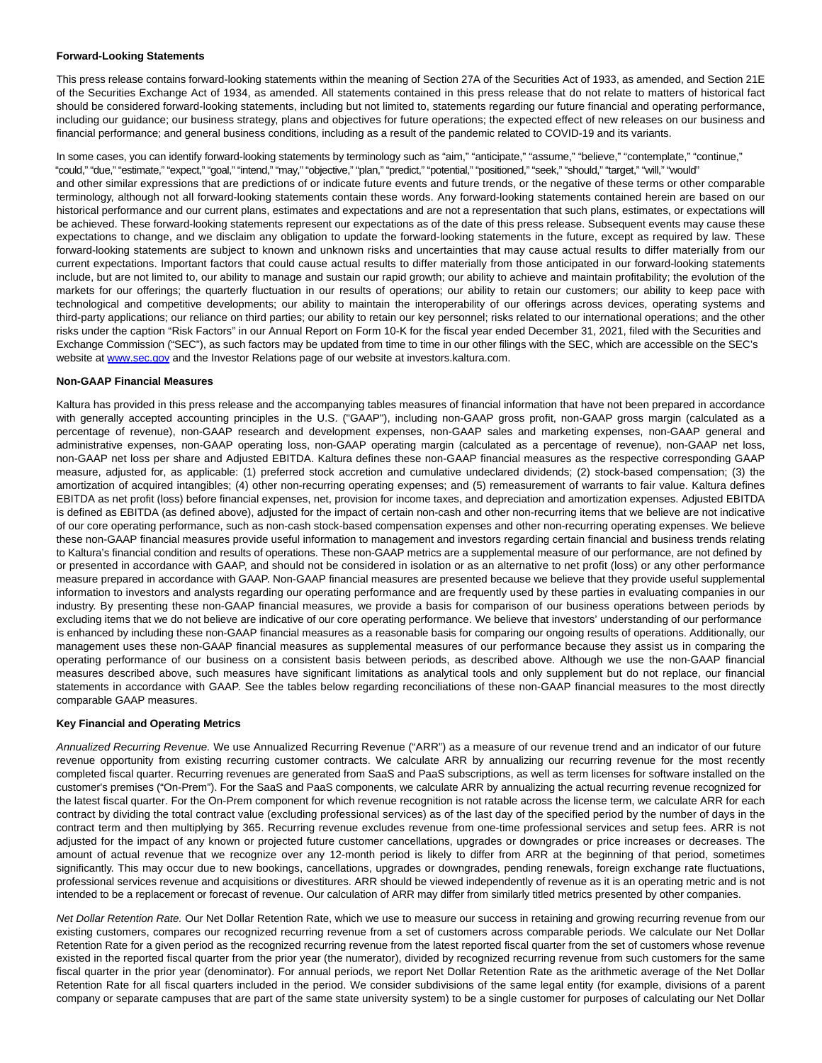**Forward-Looking Statements**

This press release contains forward-looking statements within the meaning of Section 27A of the Securities Act of 1933, as amended, and Section 21E of the Securities Exchange Act of 1934, as amended. All statements contained in this press release that do not relate to matters of historical fact should be considered forward-looking statements, including but not limited to, statements regarding our future financial and operating performance, including our guidance; our business strategy, plans and objectives for future operations; the expected effect of new releases on our business and financial performance; and general business conditions, including as a result of the pandemic related to COVID-19 and its variants.

In some cases, you can identify forward-looking statements by terminology such as "aim," "anticipate," "assume," "believe," "contemplate," "continue," "could," "due," "estimate," "expect," "goal," "intend," "may," "objective," "plan," "predict," "potential," "positioned," "seek," "should," "target," "will," "would" and other similar expressions that are predictions of or indicate future events and future trends, or the negative of these terms or other comparable terminology, although not all forward-looking statements contain these words. Any forward-looking statements contained herein are based on our historical performance and our current plans, estimates and expectations and are not a representation that such plans, estimates, or expectations will be achieved. These forward-looking statements represent our expectations as of the date of this press release. Subsequent events may cause these expectations to change, and we disclaim any obligation to update the forward-looking statements in the future, except as required by law. These forward-looking statements are subject to known and unknown risks and uncertainties that may cause actual results to differ materially from our current expectations. Important factors that could cause actual results to differ materially from those anticipated in our forward-looking statements include, but are not limited to, our ability to manage and sustain our rapid growth; our ability to achieve and maintain profitability; the evolution of the markets for our offerings; the quarterly fluctuation in our results of operations; our ability to retain our customers; our ability to keep pace with technological and competitive developments; our ability to maintain the interoperability of our offerings across devices, operating systems and third-party applications; our reliance on third parties; our ability to retain our key personnel; risks related to our international operations; and the other risks under the caption "Risk Factors" in our Annual Report on Form 10-K for the fiscal year ended December 31, 2021, filed with the Securities and Exchange Commission ("SEC"), as such factors may be updated from time to time in our other filings with the SEC, which are accessible on the SEC's website at www.sec.gov and the Investor Relations page of our website at investors.kaltura.com.

**Non-GAAP Financial Measures**

Kaltura has provided in this press release and the accompanying tables measures of financial information that have not been prepared in accordance with generally accepted accounting principles in the U.S. ("GAAP"), including non-GAAP gross profit, non-GAAP gross margin (calculated as a percentage of revenue), non-GAAP research and development expenses, non-GAAP sales and marketing expenses, non-GAAP general and administrative expenses, non-GAAP operating loss, non-GAAP operating margin (calculated as a percentage of revenue), non-GAAP net loss, non-GAAP net loss per share and Adjusted EBITDA. Kaltura defines these non-GAAP financial measures as the respective corresponding GAAP measure, adjusted for, as applicable: (1) preferred stock accretion and cumulative undeclared dividends; (2) stock-based compensation; (3) the amortization of acquired intangibles; (4) other non-recurring operating expenses; and (5) remeasurement of warrants to fair value. Kaltura defines EBITDA as net profit (loss) before financial expenses, net, provision for income taxes, and depreciation and amortization expenses. Adjusted EBITDA is defined as EBITDA (as defined above), adjusted for the impact of certain non-cash and other non-recurring items that we believe are not indicative of our core operating performance, such as non-cash stock-based compensation expenses and other non-recurring operating expenses. We believe these non-GAAP financial measures provide useful information to management and investors regarding certain financial and business trends relating to Kaltura's financial condition and results of operations. These non-GAAP metrics are a supplemental measure of our performance, are not defined by or presented in accordance with GAAP, and should not be considered in isolation or as an alternative to net profit (loss) or any other performance measure prepared in accordance with GAAP. Non-GAAP financial measures are presented because we believe that they provide useful supplemental information to investors and analysts regarding our operating performance and are frequently used by these parties in evaluating companies in our industry. By presenting these non-GAAP financial measures, we provide a basis for comparison of our business operations between periods by excluding items that we do not believe are indicative of our core operating performance. We believe that investors' understanding of our performance is enhanced by including these non-GAAP financial measures as a reasonable basis for comparing our ongoing results of operations. Additionally, our management uses these non-GAAP financial measures as supplemental measures of our performance because they assist us in comparing the operating performance of our business on a consistent basis between periods, as described above. Although we use the non-GAAP financial measures described above, such measures have significant limitations as analytical tools and only supplement but do not replace, our financial statements in accordance with GAAP. See the tables below regarding reconciliations of these non-GAAP financial measures to the most directly comparable GAAP measures.

**Key Financial and Operating Metrics**

*Annualized Recurring Revenue.* We use Annualized Recurring Revenue ("ARR") as a measure of our revenue trend and an indicator of our future revenue opportunity from existing recurring customer contracts. We calculate ARR by annualizing our recurring revenue for the most recently completed fiscal quarter. Recurring revenues are generated from SaaS and PaaS subscriptions, as well as term licenses for software installed on the customer's premises ("On-Prem"). For the SaaS and PaaS components, we calculate ARR by annualizing the actual recurring revenue recognized for the latest fiscal quarter. For the On-Prem component for which revenue recognition is not ratable across the license term, we calculate ARR for each contract by dividing the total contract value (excluding professional services) as of the last day of the specified period by the number of days in the contract term and then multiplying by 365. Recurring revenue excludes revenue from one-time professional services and setup fees. ARR is not adjusted for the impact of any known or projected future customer cancellations, upgrades or downgrades or price increases or decreases. The amount of actual revenue that we recognize over any 12-month period is likely to differ from ARR at the beginning of that period, sometimes significantly. This may occur due to new bookings, cancellations, upgrades or downgrades, pending renewals, foreign exchange rate fluctuations, professional services revenue and acquisitions or divestitures. ARR should be viewed independently of revenue as it is an operating metric and is not intended to be a replacement or forecast of revenue. Our calculation of ARR may differ from similarly titled metrics presented by other companies.

*Net Dollar Retention Rate.* Our Net Dollar Retention Rate, which we use to measure our success in retaining and growing recurring revenue from our existing customers, compares our recognized recurring revenue from a set of customers across comparable periods. We calculate our Net Dollar Retention Rate for a given period as the recognized recurring revenue from the latest reported fiscal quarter from the set of customers whose revenue existed in the reported fiscal quarter from the prior year (the numerator), divided by recognized recurring revenue from such customers for the same fiscal quarter in the prior year (denominator). For annual periods, we report Net Dollar Retention Rate as the arithmetic average of the Net Dollar Retention Rate for all fiscal quarters included in the period. We consider subdivisions of the same legal entity (for example, divisions of a parent company or separate campuses that are part of the same state university system) to be a single customer for purposes of calculating our Net Dollar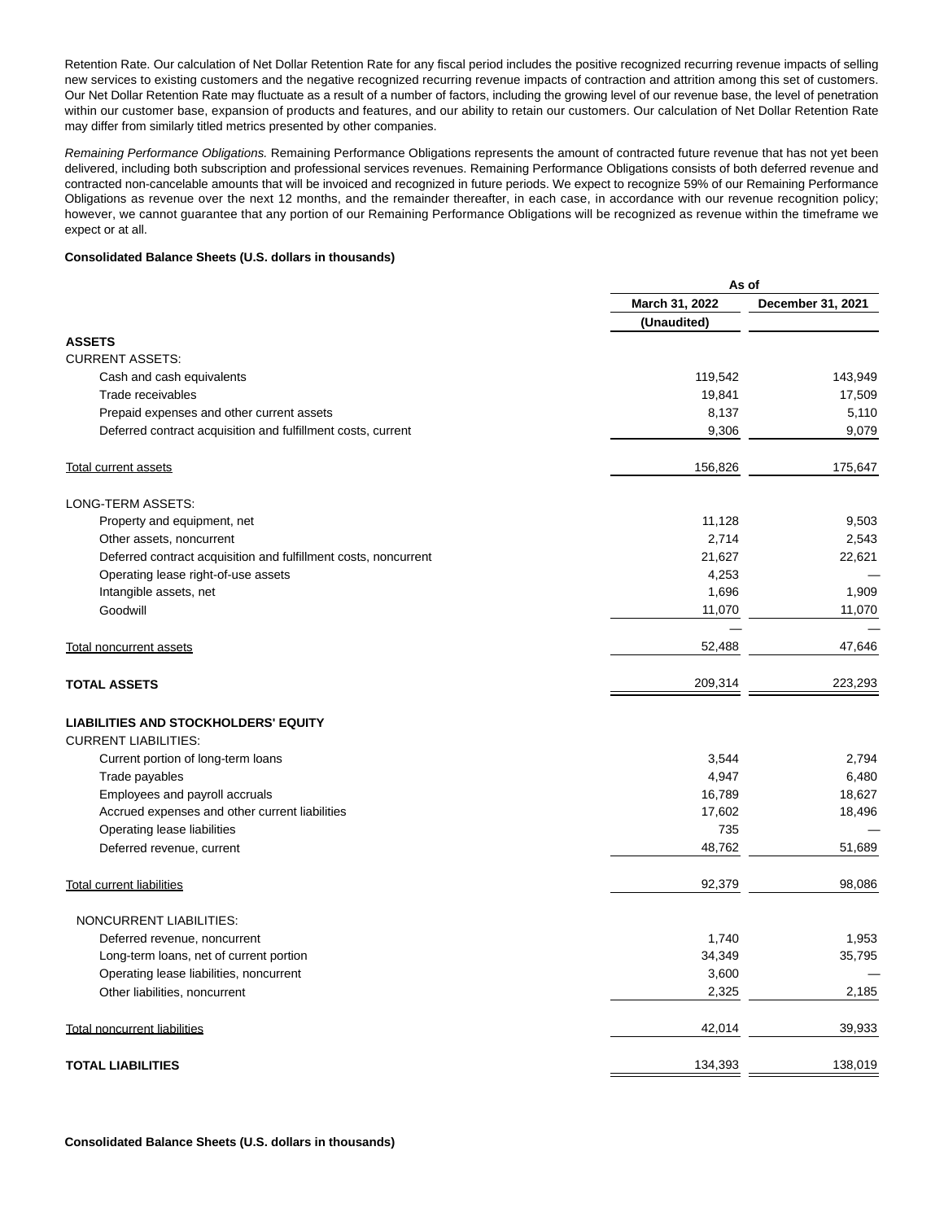Retention Rate. Our calculation of Net Dollar Retention Rate for any fiscal period includes the positive recognized recurring revenue impacts of selling new services to existing customers and the negative recognized recurring revenue impacts of contraction and attrition among this set of customers. Our Net Dollar Retention Rate may fluctuate as a result of a number of factors, including the growing level of our revenue base, the level of penetration within our customer base, expansion of products and features, and our ability to retain our customers. Our calculation of Net Dollar Retention Rate may differ from similarly titled metrics presented by other companies.

*Remaining Performance Obligations.* Remaining Performance Obligations represents the amount of contracted future revenue that has not yet been delivered, including both subscription and professional services revenues. Remaining Performance Obligations consists of both deferred revenue and contracted non-cancelable amounts that will be invoiced and recognized in future periods. We expect to recognize 59% of our Remaining Performance Obligations as revenue over the next 12 months, and the remainder thereafter, in each case, in accordance with our revenue recognition policy; however, we cannot guarantee that any portion of our Remaining Performance Obligations will be recognized as revenue within the timeframe we expect or at all.

**Consolidated Balance Sheets (U.S. dollars in thousands)**

| | As of | |
|---|---|---|
| | March 31, 2022 | December 31, 2021 |
| | (Unaudited) | |
| **ASSETS** | | |
| CURRENT ASSETS: | | |
| Cash and cash equivalents | 119,542 | 143,949 |
| Trade receivables | 19,841 | 17,509 |
| Prepaid expenses and other current assets | 8,137 | 5,110 |
| Deferred contract acquisition and fulfillment costs, current | 9,306 | 9,079 |
| Total current assets | 156,826 | 175,647 |
| LONG-TERM ASSETS: | | |
| Property and equipment, net | 11,128 | 9,503 |
| Other assets, noncurrent | 2,714 | 2,543 |
| Deferred contract acquisition and fulfillment costs, noncurrent | 21,627 | 22,621 |
| Operating lease right-of-use assets | 4,253 | — |
| Intangible assets, net | 1,696 | 1,909 |
| Goodwill | 11,070 | 11,070 |
| | — | — |
| Total noncurrent assets | 52,488 | 47,646 |
| **TOTAL ASSETS** | 209,314 | 223,293 |
| **LIABILITIES AND STOCKHOLDERS' EQUITY** | | |
| CURRENT LIABILITIES: | | |
| Current portion of long-term loans | 3,544 | 2,794 |
| Trade payables | 4,947 | 6,480 |
| Employees and payroll accruals | 16,789 | 18,627 |
| Accrued expenses and other current liabilities | 17,602 | 18,496 |
| Operating lease liabilities | 735 | — |
| Deferred revenue, current | 48,762 | 51,689 |
| Total current liabilities | 92,379 | 98,086 |
| NONCURRENT LIABILITIES: | | |
| Deferred revenue, noncurrent | 1,740 | 1,953 |
| Long-term loans, net of current portion | 34,349 | 35,795 |
| Operating lease liabilities, noncurrent | 3,600 | — |
| Other liabilities, noncurrent | 2,325 | 2,185 |
| Total noncurrent liabilities | 42,014 | 39,933 |
| **TOTAL LIABILITIES** | 134,393 | 138,019 |

**Consolidated Balance Sheets (U.S. dollars in thousands)**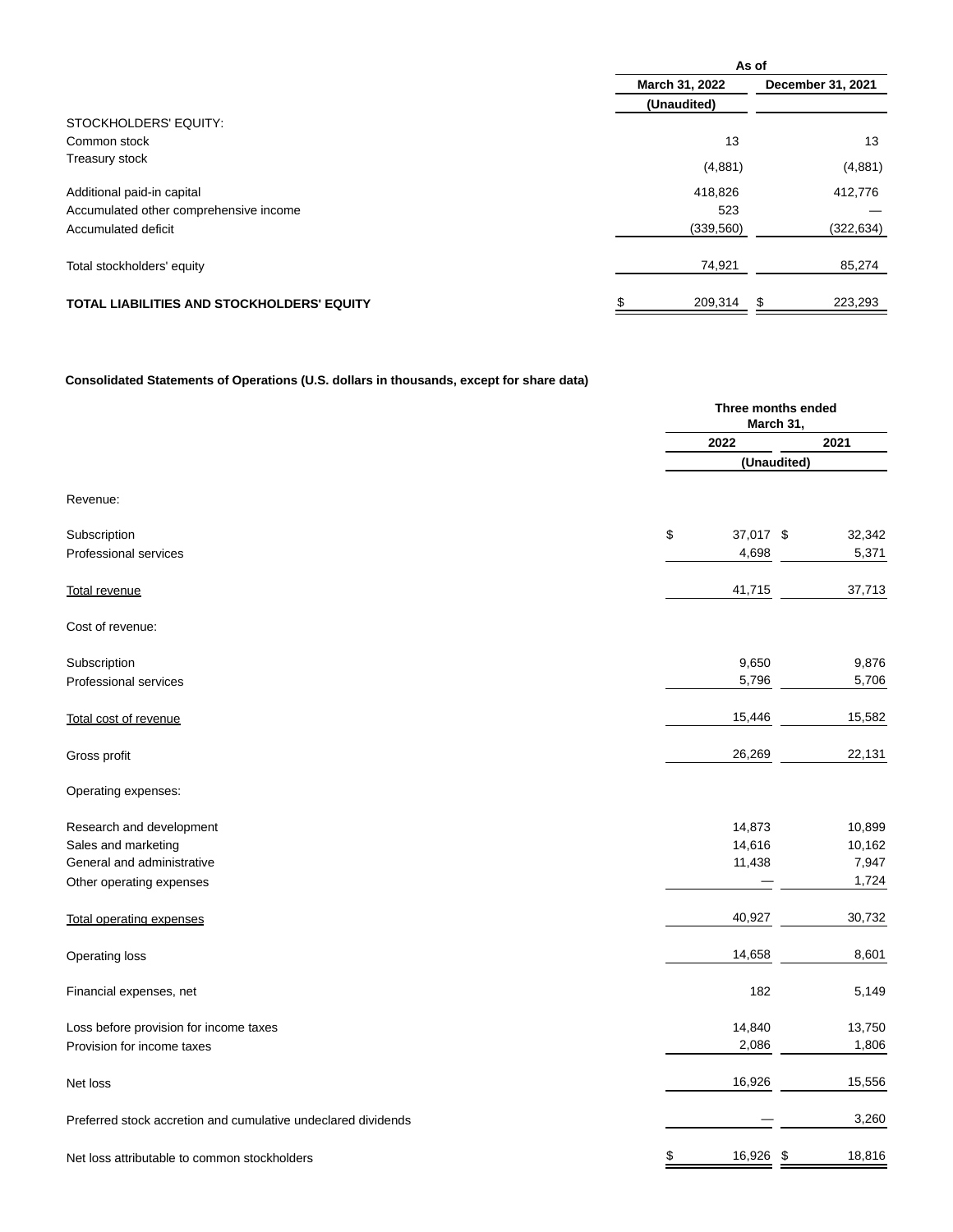| | As of | |
|---|---|---|
| | March 31, 2022 | December 31, 2021 |
| | (Unaudited) | |
| STOCKHOLDERS' EQUITY: | | |
| Common stock | 13 | 13 |
| Treasury stock | (4,881) | (4,881) |
| Additional paid-in capital | 418,826 | 412,776 |
| Accumulated other comprehensive income | 523 | — |
| Accumulated deficit | (339,560) | (322,634) |
| Total stockholders' equity | 74,921 | 85,274 |
| **TOTAL LIABILITIES AND STOCKHOLDERS' EQUITY** | $ 209,314 | $ 223,293 |

**Consolidated Statements of Operations (U.S. dollars in thousands, except for share data)**

| | Three months ended March 31, | |
|---|---|---|
| | 2022 | 2021 |
| | (Unaudited) | |
| Revenue: | | |
| Subscription | $ 37,017 | $ 32,342 |
| Professional services | 4,698 | 5,371 |
| Total revenue | 41,715 | 37,713 |
| Cost of revenue: | | |
| Subscription | 9,650 | 9,876 |
| Professional services | 5,796 | 5,706 |
| Total cost of revenue | 15,446 | 15,582 |
| Gross profit | 26,269 | 22,131 |
| Operating expenses: | | |
| Research and development | 14,873 | 10,899 |
| Sales and marketing | 14,616 | 10,162 |
| General and administrative | 11,438 | 7,947 |
| Other operating expenses | — | 1,724 |
| Total operating expenses | 40,927 | 30,732 |
| Operating loss | 14,658 | 8,601 |
| Financial expenses, net | 182 | 5,149 |
| Loss before provision for income taxes | 14,840 | 13,750 |
| Provision for income taxes | 2,086 | 1,806 |
| Net loss | 16,926 | 15,556 |
| Preferred stock accretion and cumulative undeclared dividends | — | 3,260 |
| Net loss attributable to common stockholders | $ 16,926 | $ 18,816 |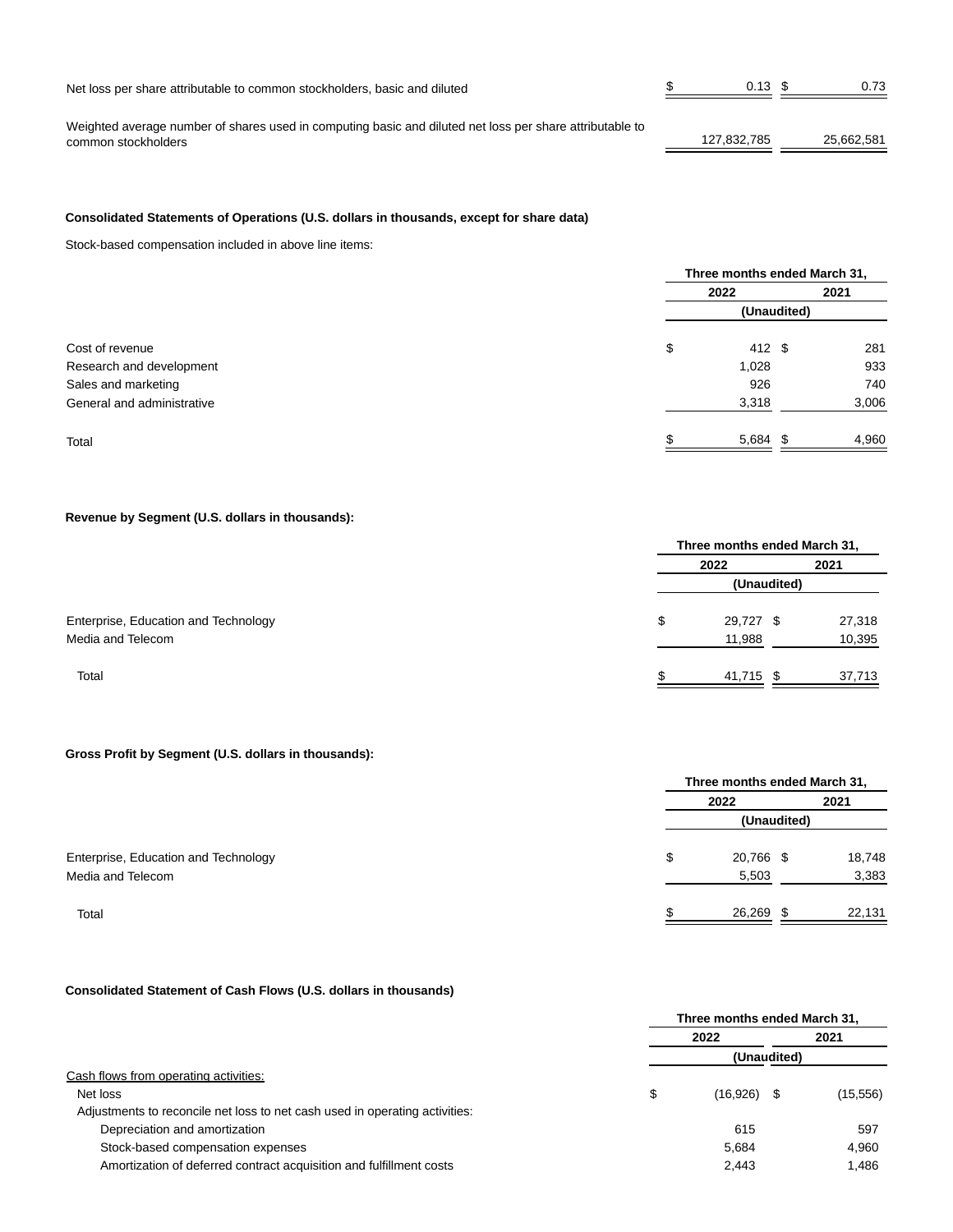| | | |
|---|---|---|
| Net loss per share attributable to common stockholders, basic and diluted | $ 0.13 | $ 0.73 |
| Weighted average number of shares used in computing basic and diluted net loss per share attributable to common stockholders | 127,832,785 | 25,662,581 |

**Consolidated Statements of Operations (U.S. dollars in thousands, except for share data)**

Stock-based compensation included in above line items:

| | Three months ended March 31, | |
|---|---|---|
| | 2022 | 2021 |
| | (Unaudited) | |
| Cost of revenue | $ 412 | $ 281 |
| Research and development | 1,028 | 933 |
| Sales and marketing | 926 | 740 |
| General and administrative | 3,318 | 3,006 |
| Total | $ 5,684 | $ 4,960 |

**Revenue by Segment (U.S. dollars in thousands):**

| | Three months ended March 31, | |
|---|---|---|
| | 2022 | 2021 |
| | (Unaudited) | |
| Enterprise, Education and Technology | $ 29,727 | $ 27,318 |
| Media and Telecom | 11,988 | 10,395 |
| Total | $ 41,715 | $ 37,713 |

**Gross Profit by Segment (U.S. dollars in thousands):**

| | Three months ended March 31, | |
|---|---|---|
| | 2022 | 2021 |
| | (Unaudited) | |
| Enterprise, Education and Technology | $ 20,766 | $ 18,748 |
| Media and Telecom | 5,503 | 3,383 |
| Total | $ 26,269 | $ 22,131 |

**Consolidated Statement of Cash Flows (U.S. dollars in thousands)**

| | Three months ended March 31, | |
|---|---|---|
| | 2022 | 2021 |
| | (Unaudited) | |
| Cash flows from operating activities: | | |
| Net loss | $ (16,926) | $ (15,556) |
| Adjustments to reconcile net loss to net cash used in operating activities: | | |
| Depreciation and amortization | 615 | 597 |
| Stock-based compensation expenses | 5,684 | 4,960 |
| Amortization of deferred contract acquisition and fulfillment costs | 2,443 | 1,486 |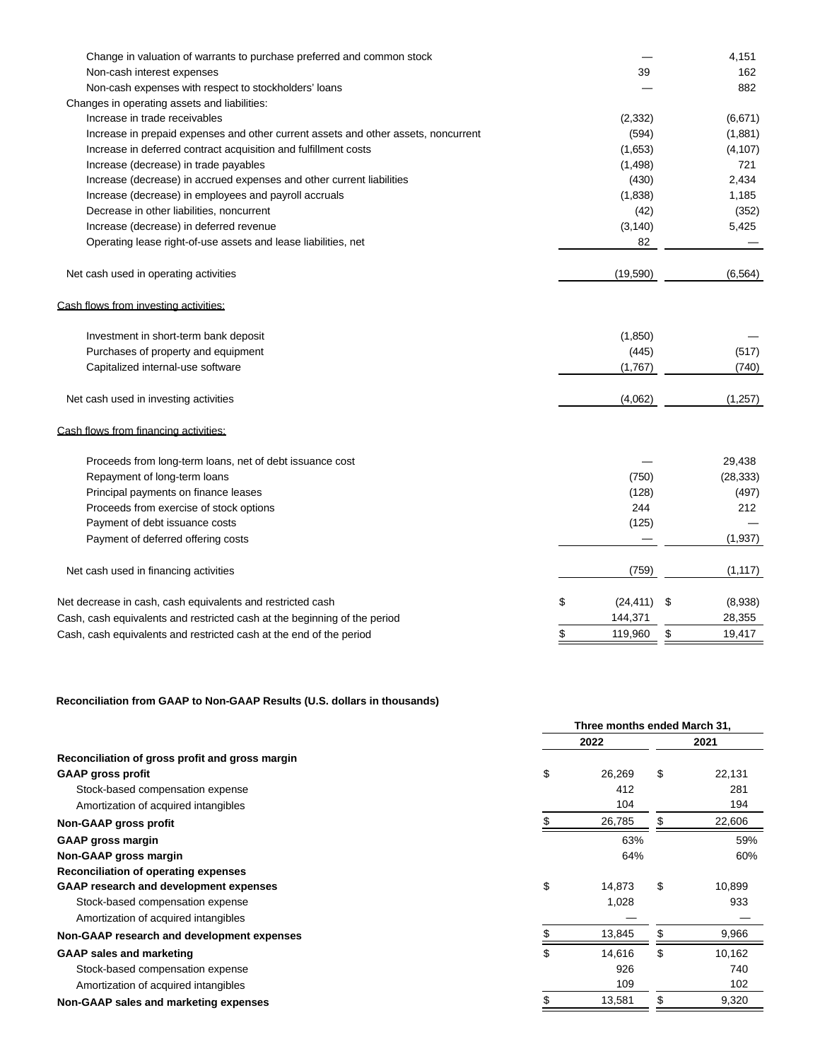| | | |
|---|---|---|
| Change in valuation of warrants to purchase preferred and common stock | — | 4,151 |
| Non-cash interest expenses | 39 | 162 |
| Non-cash expenses with respect to stockholders' loans | — | 882 |
| Changes in operating assets and liabilities: | | |
| Increase in trade receivables | (2,332) | (6,671) |
| Increase in prepaid expenses and other current assets and other assets, noncurrent | (594) | (1,881) |
| Increase in deferred contract acquisition and fulfillment costs | (1,653) | (4,107) |
| Increase (decrease) in trade payables | (1,498) | 721 |
| Increase (decrease) in accrued expenses and other current liabilities | (430) | 2,434 |
| Increase (decrease) in employees and payroll accruals | (1,838) | 1,185 |
| Decrease in other liabilities, noncurrent | (42) | (352) |
| Increase (decrease) in deferred revenue | (3,140) | 5,425 |
| Operating lease right-of-use assets and lease liabilities, net | 82 | — |
| Net cash used in operating activities | (19,590) | (6,564) |
| Cash flows from investing activities: | | |
| Investment in short-term bank deposit | (1,850) | — |
| Purchases of property and equipment | (445) | (517) |
| Capitalized internal-use software | (1,767) | (740) |
| Net cash used in investing activities | (4,062) | (1,257) |
| Cash flows from financing activities: | | |
| Proceeds from long-term loans, net of debt issuance cost | — | 29,438 |
| Repayment of long-term loans | (750) | (28,333) |
| Principal payments on finance leases | (128) | (497) |
| Proceeds from exercise of stock options | 244 | 212 |
| Payment of debt issuance costs | (125) | — |
| Payment of deferred offering costs | — | (1,937) |
| Net cash used in financing activities | (759) | (1,117) |
| Net decrease in cash, cash equivalents and restricted cash | $ (24,411) | $ (8,938) |
| Cash, cash equivalents and restricted cash at the beginning of the period | 144,371 | 28,355 |
| Cash, cash equivalents and restricted cash at the end of the period | $ 119,960 | $ 19,417 |

**Reconciliation from GAAP to Non-GAAP Results (U.S. dollars in thousands)**

| | Three months ended March 31, | |
|---|---|---|
| | 2022 | 2021 |
| **Reconciliation of gross profit and gross margin** | | |
| **GAAP gross profit** | $ 26,269 | $ 22,131 |
| Stock-based compensation expense | 412 | 281 |
| Amortization of acquired intangibles | 104 | 194 |
| **Non-GAAP gross profit** | $ 26,785 | $ 22,606 |
| **GAAP gross margin** | 63% | 59% |
| **Non-GAAP gross margin** | 64% | 60% |
| **Reconciliation of operating expenses** | | |
| **GAAP research and development expenses** | $ 14,873 | $ 10,899 |
| Stock-based compensation expense | 1,028 | 933 |
| Amortization of acquired intangibles | — | — |
| **Non-GAAP research and development expenses** | $ 13,845 | $ 9,966 |
| **GAAP sales and marketing** | $ 14,616 | $ 10,162 |
| Stock-based compensation expense | 926 | 740 |
| Amortization of acquired intangibles | 109 | 102 |
| **Non-GAAP sales and marketing expenses** | $ 13,581 | $ 9,320 |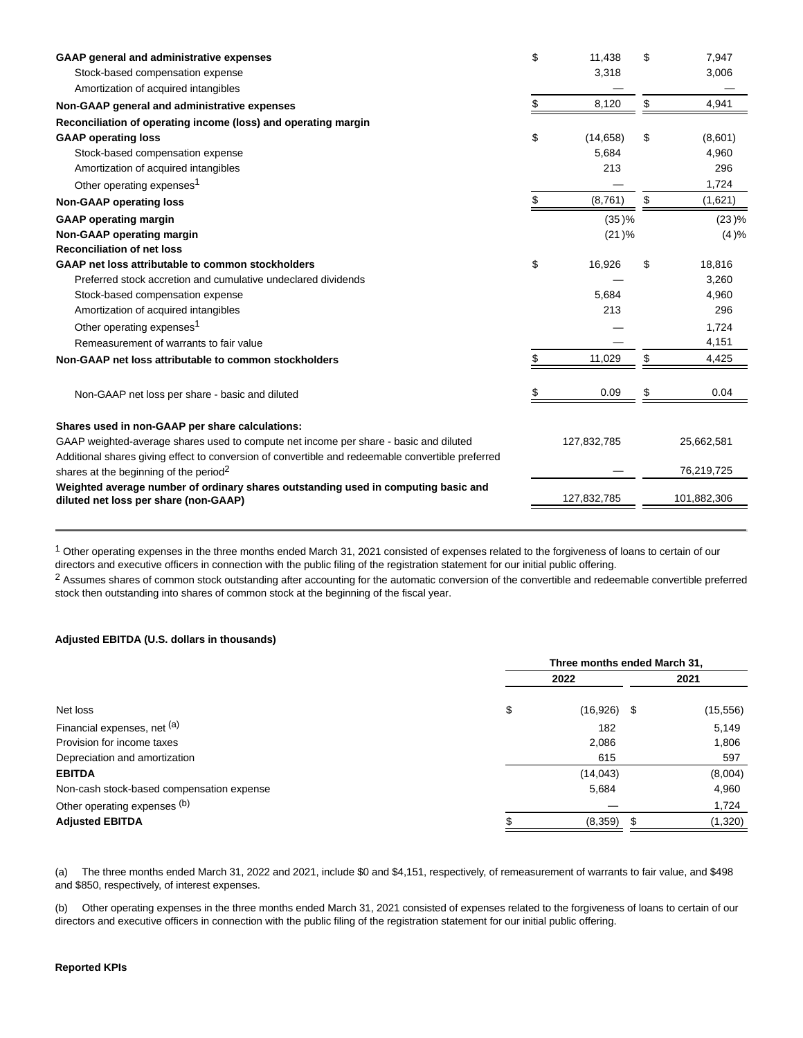| | 2022 | 2021 |
|---|---|---|
| **GAAP general and administrative expenses** | $ 11,438 | $ 7,947 |
| Stock-based compensation expense | 3,318 | 3,006 |
| Amortization of acquired intangibles | — | — |
| **Non-GAAP general and administrative expenses** | $ 8,120 | $ 4,941 |
| **Reconciliation of operating income (loss) and operating margin** | | |
| **GAAP operating loss** | $ (14,658) | $ (8,601) |
| Stock-based compensation expense | 5,684 | 4,960 |
| Amortization of acquired intangibles | 213 | 296 |
| Other operating expenses[1] | — | 1,724 |
| **Non-GAAP operating loss** | $ (8,761) | $ (1,621) |
| **GAAP operating margin** | (35)% | (23)% |
| **Non-GAAP operating margin** | (21)% | (4)% |
| **Reconciliation of net loss** | | |
| **GAAP net loss attributable to common stockholders** | $ 16,926 | $ 18,816 |
| Preferred stock accretion and cumulative undeclared dividends | — | 3,260 |
| Stock-based compensation expense | 5,684 | 4,960 |
| Amortization of acquired intangibles | 213 | 296 |
| Other operating expenses[1] | — | 1,724 |
| Remeasurement of warrants to fair value | — | 4,151 |
| **Non-GAAP net loss attributable to common stockholders** | $ 11,029 | $ 4,425 |
| Non-GAAP net loss per share - basic and diluted | $ 0.09 | $ 0.04 |
| **Shares used in non-GAAP per share calculations:** | | |
| GAAP weighted-average shares used to compute net income per share - basic and diluted | 127,832,785 | 25,662,581 |
| Additional shares giving effect to conversion of convertible and redeemable convertible preferred shares at the beginning of the period[2] | — | 76,219,725 |
| **Weighted average number of ordinary shares outstanding used in computing basic and diluted net loss per share (non-GAAP)** | 127,832,785 | 101,882,306 |

[1] Other operating expenses in the three months ended March 31, 2021 consisted of expenses related to the forgiveness of loans to certain of our directors and executive officers in connection with the public filing of the registration statement for our initial public offering.

[2] Assumes shares of common stock outstanding after accounting for the automatic conversion of the convertible and redeemable convertible preferred stock then outstanding into shares of common stock at the beginning of the fiscal year.

**Adjusted EBITDA (U.S. dollars in thousands)**

| | Three months ended March 31, | |
|---|---|---|
| | 2022 | 2021 |
| Net loss | $ (16,926) | $ (15,556) |
| Financial expenses, net [(a)] | 182 | 5,149 |
| Provision for income taxes | 2,086 | 1,806 |
| Depreciation and amortization | 615 | 597 |
| **EBITDA** | (14,043) | (8,004) |
| Non-cash stock-based compensation expense | 5,684 | 4,960 |
| Other operating expenses [(b)] | — | 1,724 |
| **Adjusted EBITDA** | $ (8,359) | $ (1,320) |

(a) The three months ended March 31, 2022 and 2021, include $0 and $4,151, respectively, of remeasurement of warrants to fair value, and $498 and $850, respectively, of interest expenses.

(b) Other operating expenses in the three months ended March 31, 2021 consisted of expenses related to the forgiveness of loans to certain of our directors and executive officers in connection with the public filing of the registration statement for our initial public offering.

**Reported KPIs**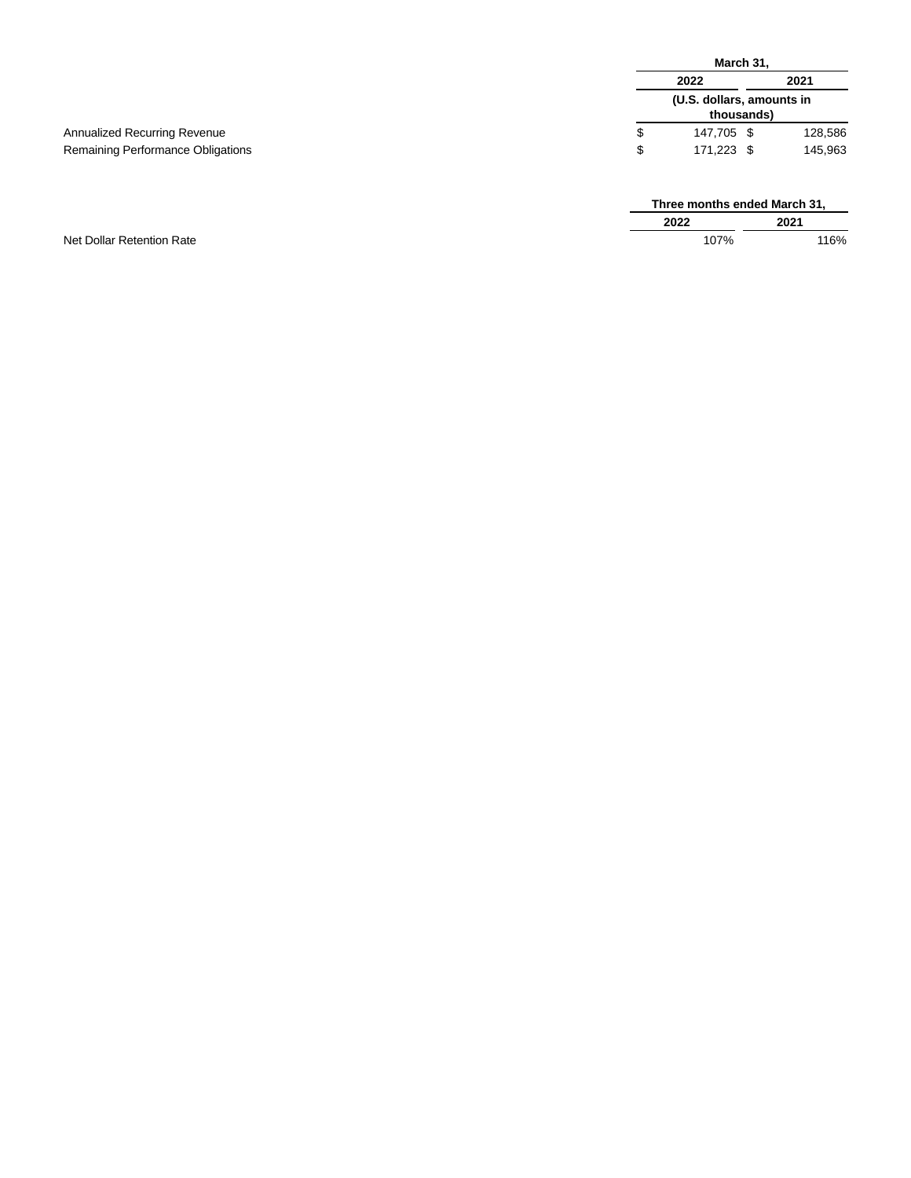| | March 31, | |
| --- | --- | --- |
| | 2022 | 2021 |
| | (U.S. dollars, amounts in thousands) | |
| Annualized Recurring Revenue | $ 147,705 | $ 128,586 |
| Remaining Performance Obligations | $ 171,223 | $ 145,963 |

| | Three months ended March 31, | |
| --- | --- | --- |
| | 2022 | 2021 |
| Net Dollar Retention Rate | 107% | 116% |